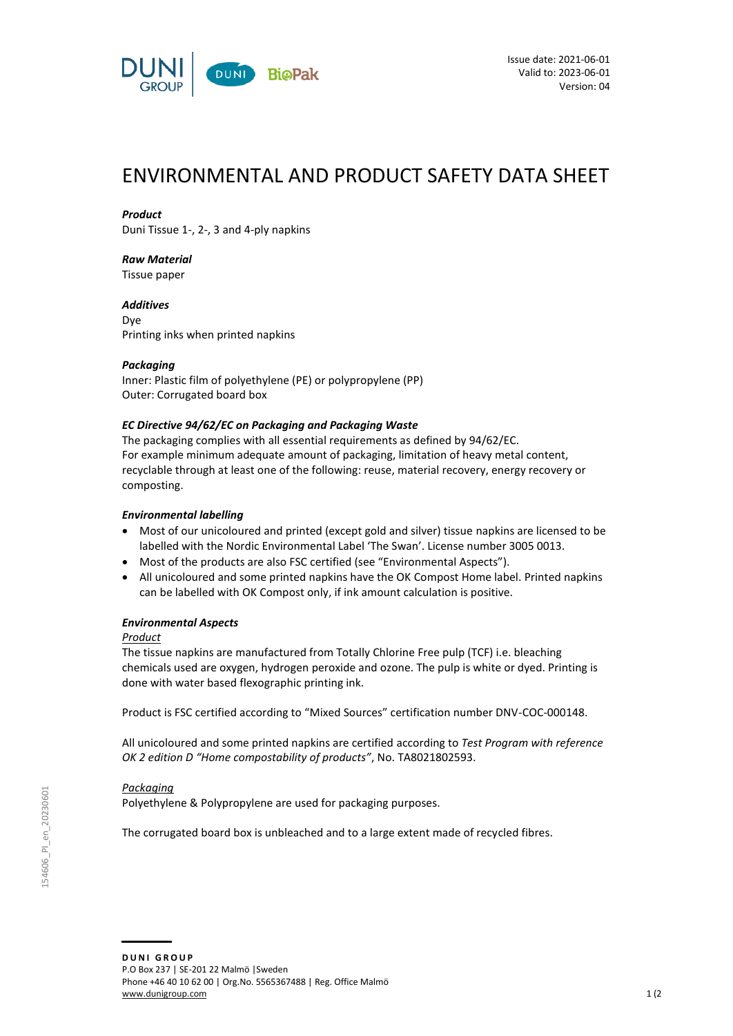Issue date: 2021-06-01
Valid to: 2023-06-01
Version: 04

# ENVIRONMENTAL AND PRODUCT SAFETY DATA SHEET

***Product***
Duni Tissue 1-, 2-, 3 and 4-ply napkins

***Raw Material***
Tissue paper

***Additives***
Dye
Printing inks when printed napkins

***Packaging***
Inner: Plastic film of polyethylene (PE) or polypropylene (PP)
Outer: Corrugated board box

***EC Directive 94/62/EC on Packaging and Packaging Waste***
The packaging complies with all essential requirements as defined by 94/62/EC.
For example minimum adequate amount of packaging, limitation of heavy metal content, recyclable through at least one of the following: reuse, material recovery, energy recovery or composting.

***Environmental labelling***

- Most of our unicoloured and printed (except gold and silver) tissue napkins are licensed to be labelled with the Nordic Environmental Label 'The Swan'. License number 3005 0013.
- Most of the products are also FSC certified (see "Environmental Aspects").
- All unicoloured and some printed napkins have the OK Compost Home label. Printed napkins can be labelled with OK Compost only, if ink amount calculation is positive.

***Environmental Aspects***

Product

The tissue napkins are manufactured from Totally Chlorine Free pulp (TCF) i.e. bleaching chemicals used are oxygen, hydrogen peroxide and ozone. The pulp is white or dyed. Printing is done with water based flexographic printing ink.

Product is FSC certified according to "Mixed Sources" certification number DNV-COC-000148.

All unicoloured and some printed napkins are certified according to *Test Program with reference OK 2 edition D "Home compostability of products"*, No. TA8021802593.

Packaging

Polyethylene & Polypropylene are used for packaging purposes.

The corrugated board box is unbleached and to a large extent made of recycled fibres.

154606_PI_en_20230601

**DUNI GROUP**
P.O Box 237 | SE-201 22 Malmö |Sweden
Phone +46 40 10 62 00 | Org.No. 5565367488 | Reg. Office Malmö
www.dunigroup.com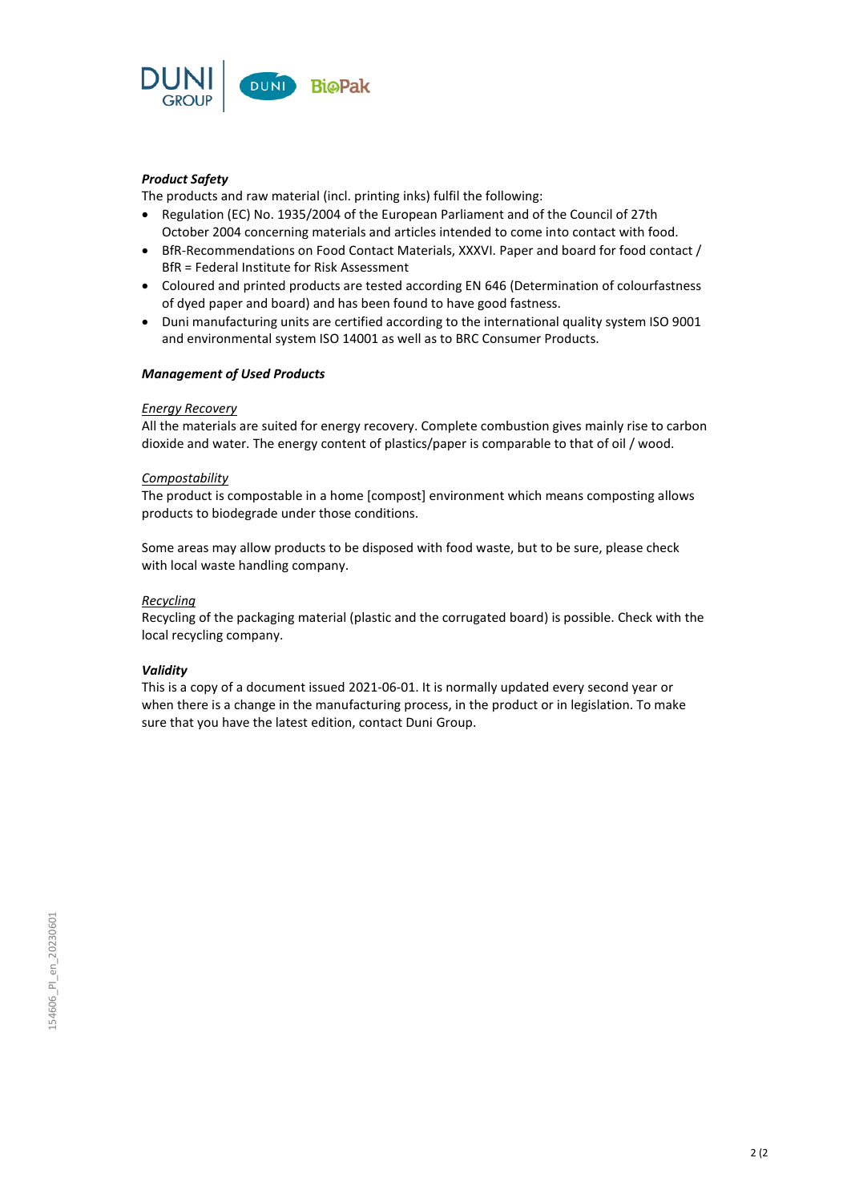***Product Safety***

The products and raw material (incl. printing inks) fulfil the following:

- Regulation (EC) No. 1935/2004 of the European Parliament and of the Council of 27th October 2004 concerning materials and articles intended to come into contact with food.
- BfR-Recommendations on Food Contact Materials, XXXVI. Paper and board for food contact / BfR = Federal Institute for Risk Assessment
- Coloured and printed products are tested according EN 646 (Determination of colourfastness of dyed paper and board) and has been found to have good fastness.
- Duni manufacturing units are certified according to the international quality system ISO 9001 and environmental system ISO 14001 as well as to BRC Consumer Products.

***Management of Used Products***

*Energy Recovery*

All the materials are suited for energy recovery. Complete combustion gives mainly rise to carbon dioxide and water. The energy content of plastics/paper is comparable to that of oil / wood.

*Compostability*

The product is compostable in a home [compost] environment which means composting allows products to biodegrade under those conditions.

Some areas may allow products to be disposed with food waste, but to be sure, please check with local waste handling company.

*Recycling*

Recycling of the packaging material (plastic and the corrugated board) is possible. Check with the local recycling company.

***Validity***

This is a copy of a document issued 2021-06-01. It is normally updated every second year or when there is a change in the manufacturing process, in the product or in legislation. To make sure that you have the latest edition, contact Duni Group.

154606_PI_en_20230601